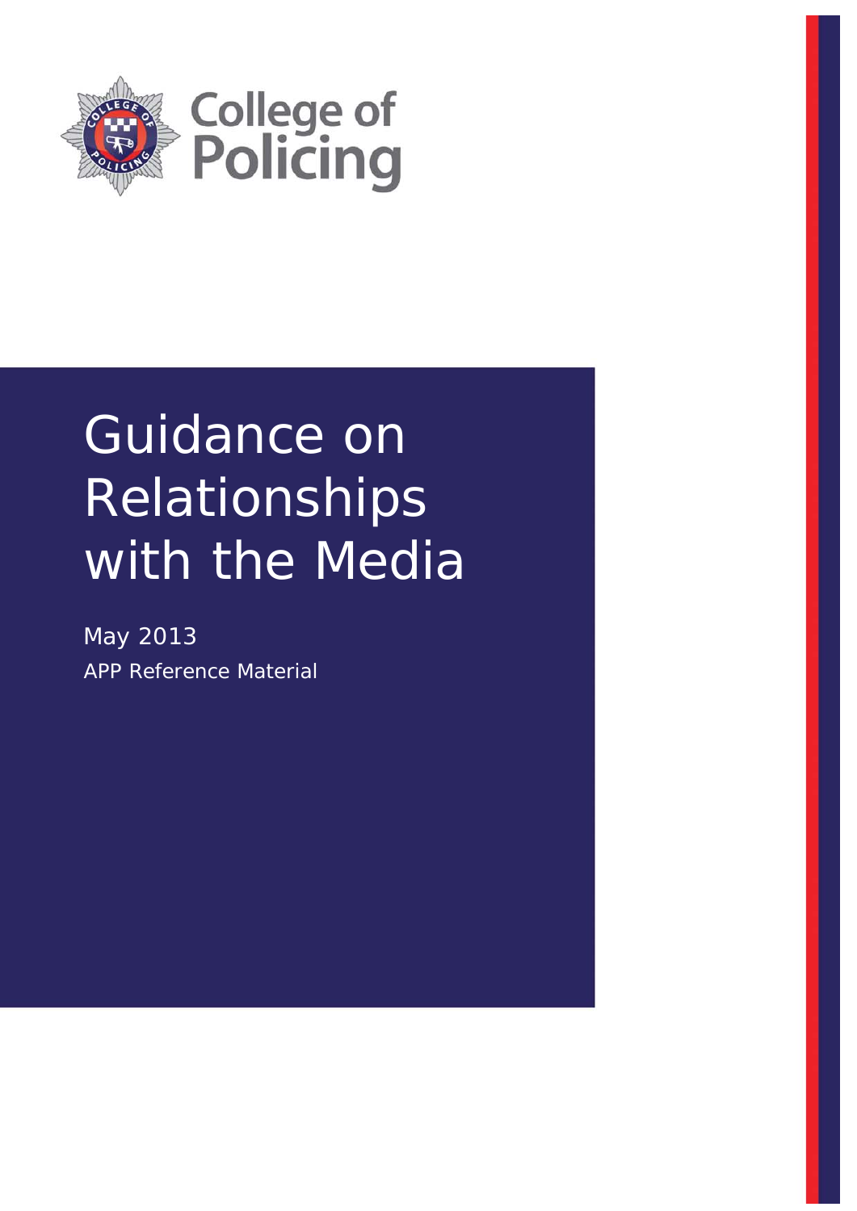College of Policing

# Guidance on Relationships with the Media

May 2013

APP Reference Material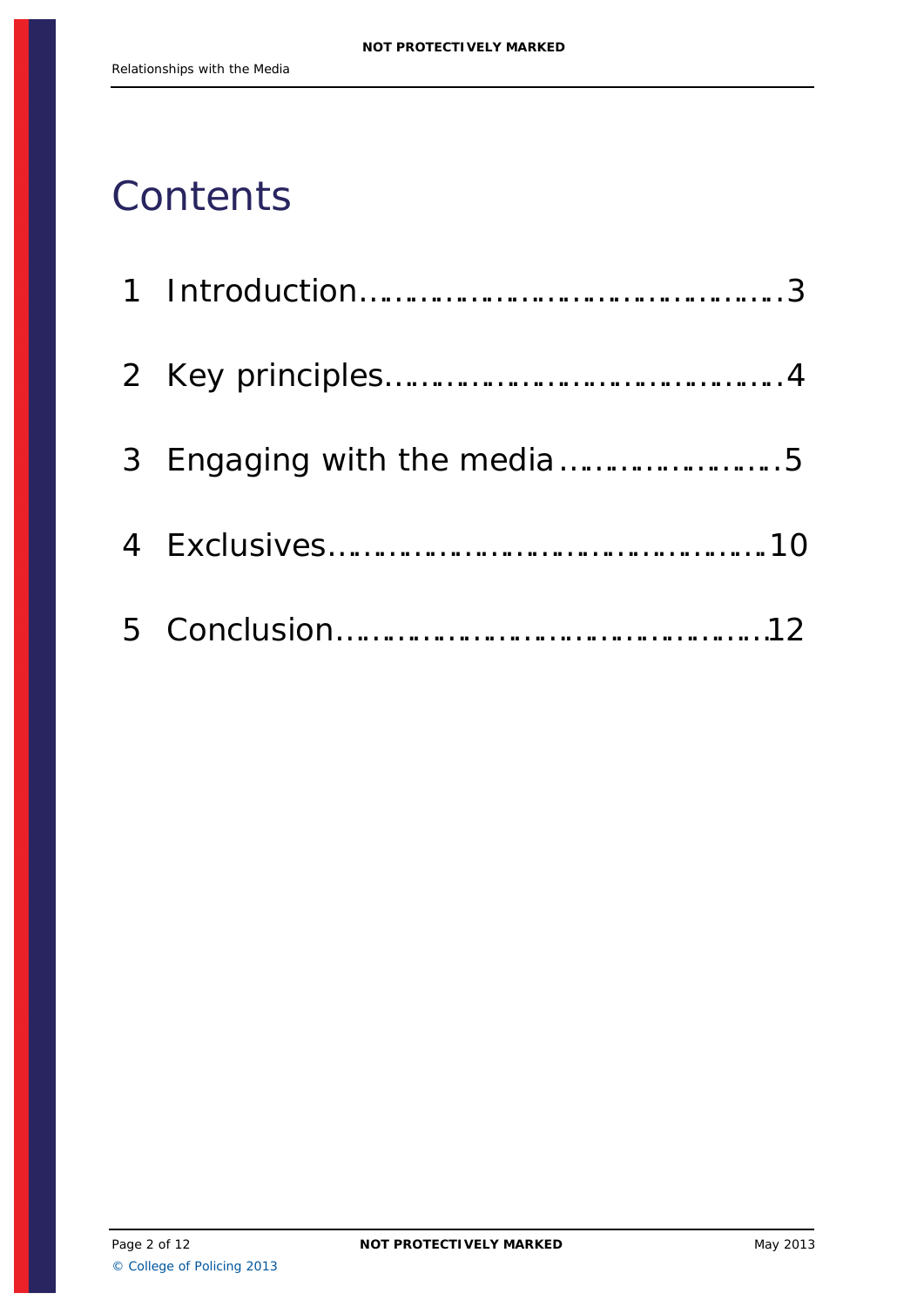# Contents

1 Introduction……………………………………….3

2 Key principles……………………………………4

3 Engaging with the media …………………….5

4 Exclusives………………………………………10

5 Conclusion………………………………………12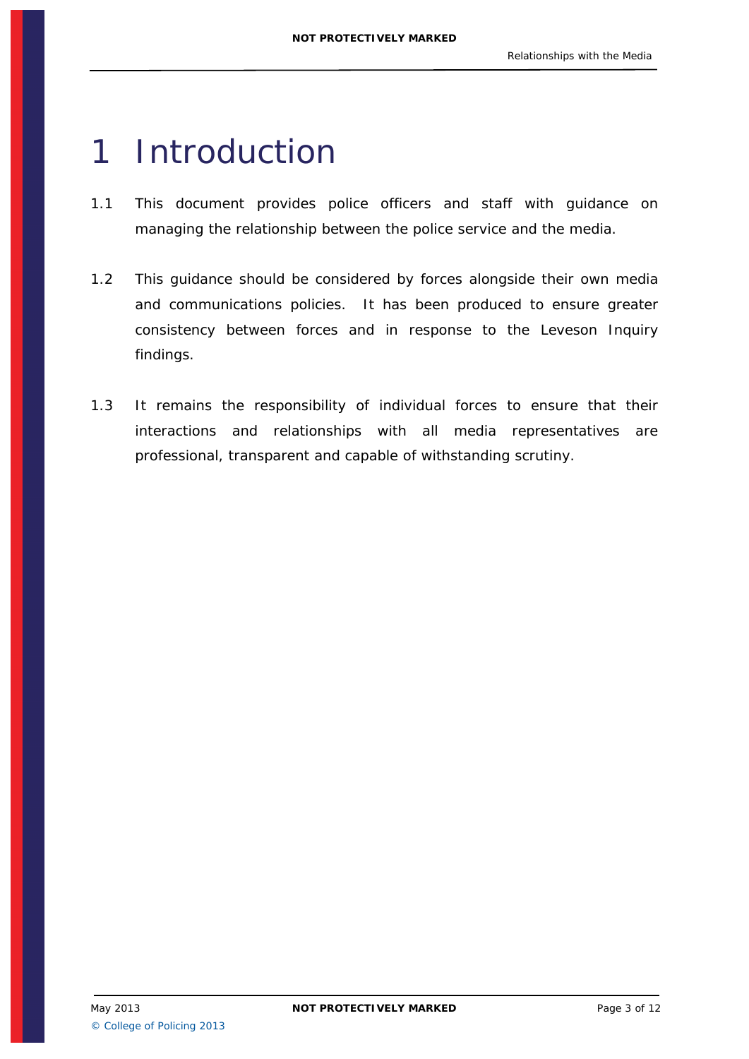# 1 Introduction

1.1 This document provides police officers and staff with guidance on managing the relationship between the police service and the media.

1.2 This guidance should be considered by forces alongside their own media and communications policies. It has been produced to ensure greater consistency between forces and in response to the Leveson Inquiry findings.

1.3 It remains the responsibility of individual forces to ensure that their interactions and relationships with all media representatives are professional, transparent and capable of withstanding scrutiny.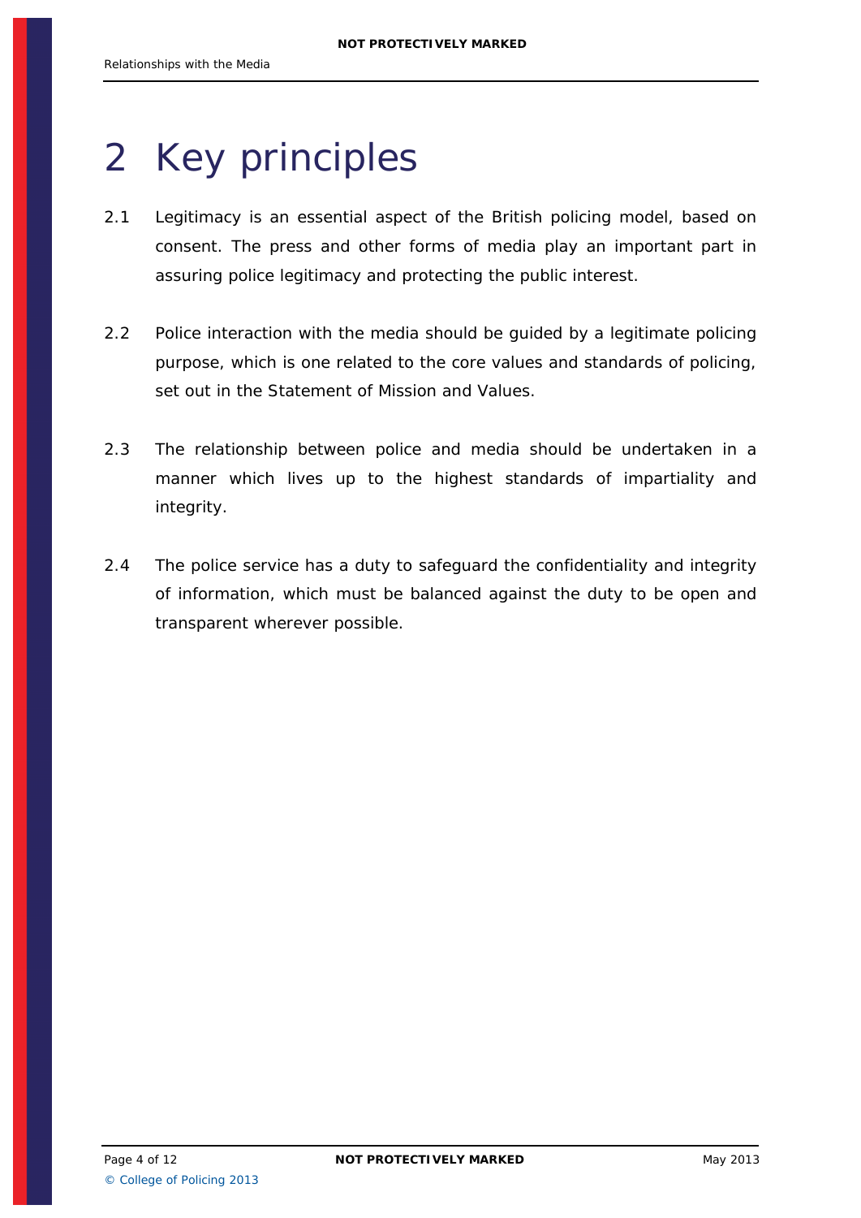# 2 Key principles

2.1 Legitimacy is an essential aspect of the British policing model, based on consent. The press and other forms of media play an important part in assuring police legitimacy and protecting the public interest.

2.2 Police interaction with the media should be guided by a legitimate policing purpose, which is one related to the core values and standards of policing, set out in the Statement of Mission and Values.

2.3 The relationship between police and media should be undertaken in a manner which lives up to the highest standards of impartiality and integrity.

2.4 The police service has a duty to safeguard the confidentiality and integrity of information, which must be balanced against the duty to be open and transparent wherever possible.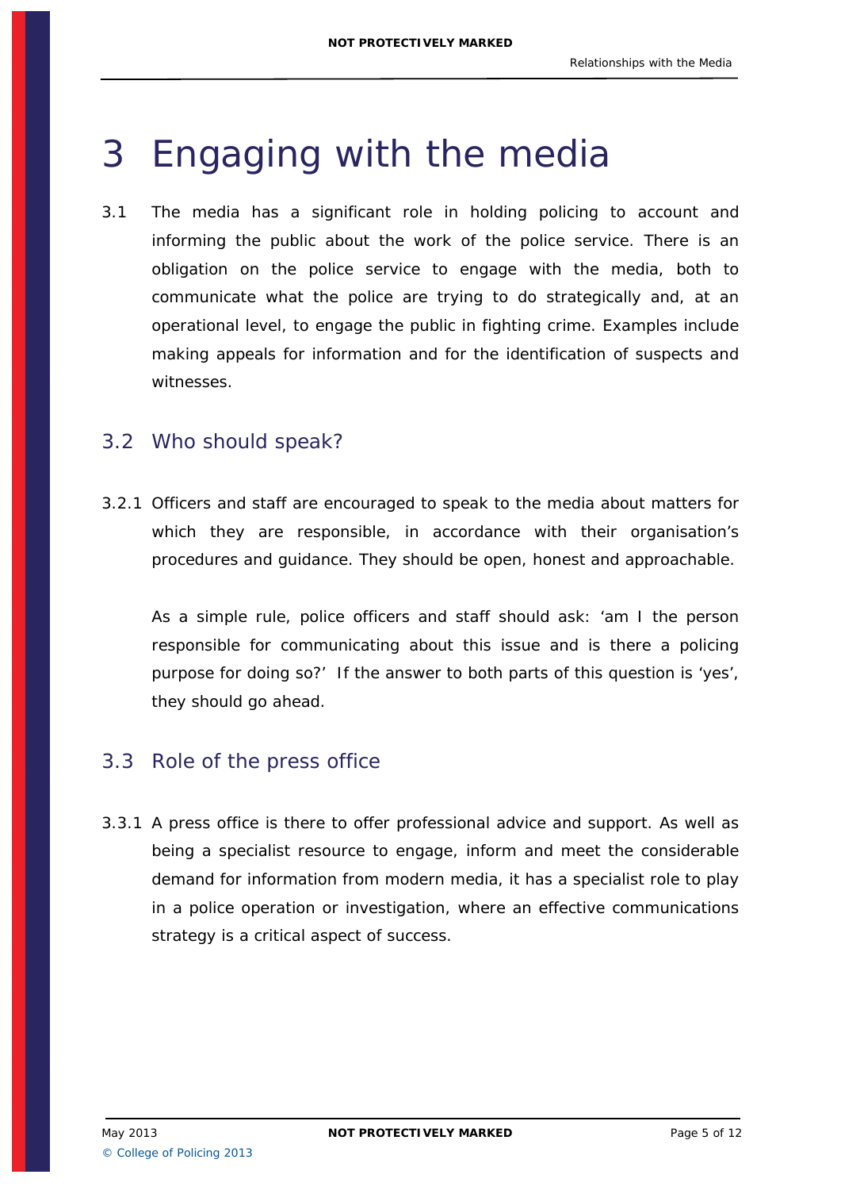# 3 Engaging with the media

3.1 The media has a significant role in holding policing to account and informing the public about the work of the police service. There is an obligation on the police service to engage with the media, both to communicate what the police are trying to do strategically and, at an operational level, to engage the public in fighting crime. Examples include making appeals for information and for the identification of suspects and witnesses.

## 3.2 Who should speak?

3.2.1 Officers and staff are encouraged to speak to the media about matters for which they are responsible, in accordance with their organisation's procedures and guidance. They should be open, honest and approachable.

As a simple rule, police officers and staff should ask: 'am I the person responsible for communicating about this issue and is there a policing purpose for doing so?' If the answer to both parts of this question is 'yes', they should go ahead.

## 3.3 Role of the press office

3.3.1 A press office is there to offer professional advice and support. As well as being a specialist resource to engage, inform and meet the considerable demand for information from modern media, it has a specialist role to play in a police operation or investigation, where an effective communications strategy is a critical aspect of success.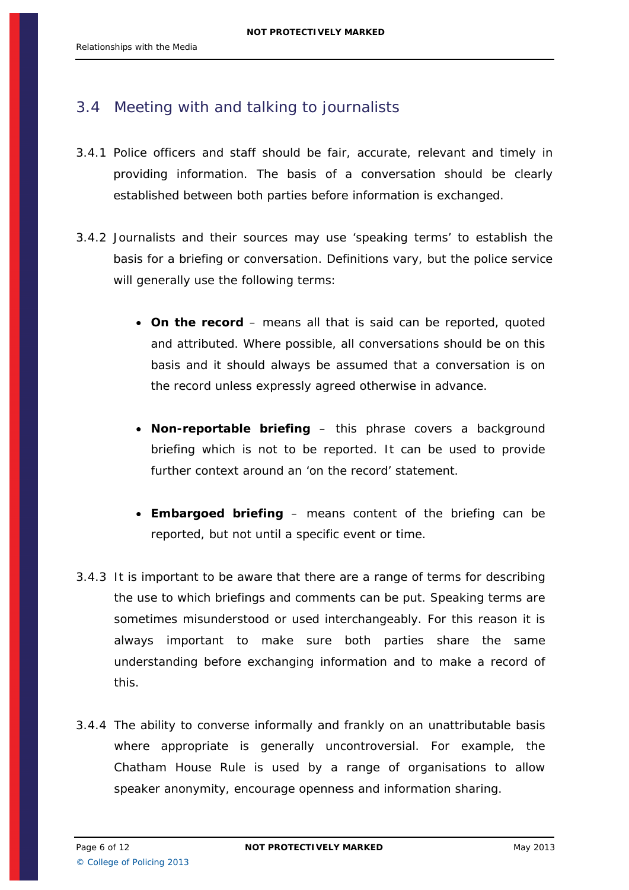## 3.4 Meeting with and talking to journalists

3.4.1 Police officers and staff should be fair, accurate, relevant and timely in providing information. The basis of a conversation should be clearly established between both parties before information is exchanged.

3.4.2 Journalists and their sources may use 'speaking terms' to establish the basis for a briefing or conversation. Definitions vary, but the police service will generally use the following terms:

- **On the record** – means all that is said can be reported, quoted and attributed. Where possible, all conversations should be on this basis and it should always be assumed that a conversation is on the record unless expressly agreed otherwise in advance.

- **Non-reportable briefing** – this phrase covers a background briefing which is not to be reported. It can be used to provide further context around an 'on the record' statement.

- **Embargoed briefing** – means content of the briefing can be reported, but not until a specific event or time.

3.4.3 It is important to be aware that there are a range of terms for describing the use to which briefings and comments can be put. Speaking terms are sometimes misunderstood or used interchangeably. For this reason it is always important to make sure both parties share the same understanding before exchanging information and to make a record of this.

3.4.4 The ability to converse informally and frankly on an unattributable basis where appropriate is generally uncontroversial. For example, the Chatham House Rule is used by a range of organisations to allow speaker anonymity, encourage openness and information sharing.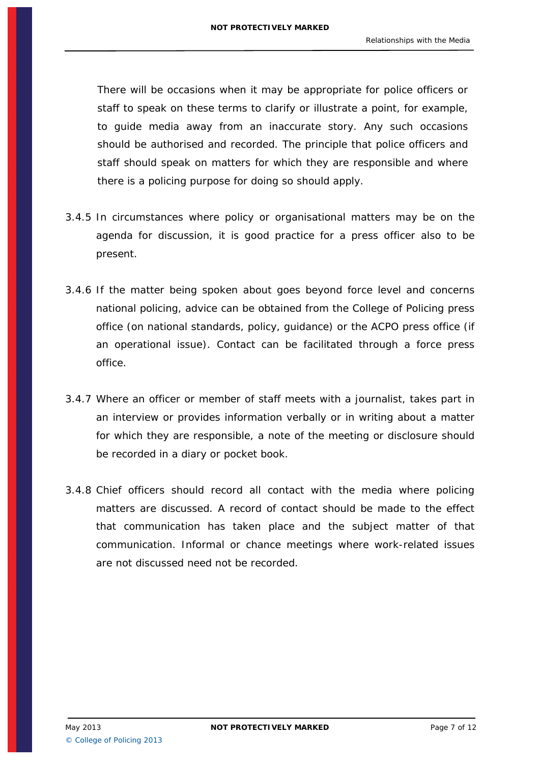There will be occasions when it may be appropriate for police officers or staff to speak on these terms to clarify or illustrate a point, for example, to guide media away from an inaccurate story. Any such occasions should be authorised and recorded. The principle that police officers and staff should speak on matters for which they are responsible and where there is a policing purpose for doing so should apply.

3.4.5 In circumstances where policy or organisational matters may be on the agenda for discussion, it is good practice for a press officer also to be present.

3.4.6 If the matter being spoken about goes beyond force level and concerns national policing, advice can be obtained from the College of Policing press office (on national standards, policy, guidance) or the ACPO press office (if an operational issue). Contact can be facilitated through a force press office.

3.4.7 Where an officer or member of staff meets with a journalist, takes part in an interview or provides information verbally or in writing about a matter for which they are responsible, a note of the meeting or disclosure should be recorded in a diary or pocket book.

3.4.8 Chief officers should record all contact with the media where policing matters are discussed. A record of contact should be made to the effect that communication has taken place and the subject matter of that communication. Informal or chance meetings where work-related issues are not discussed need not be recorded.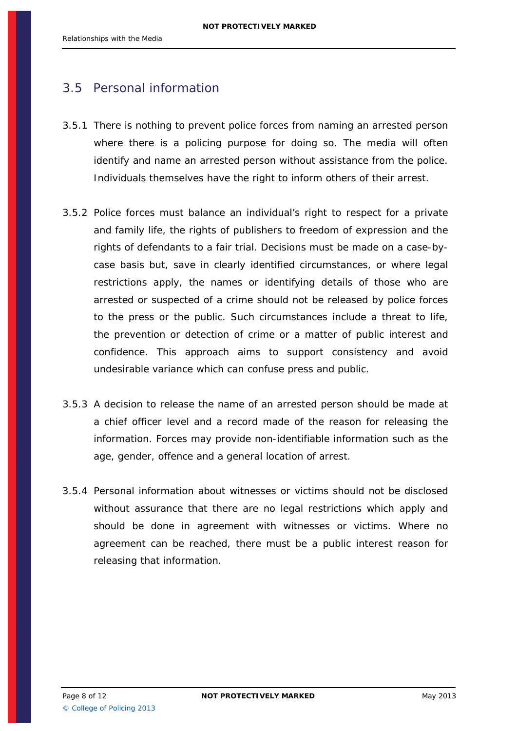## 3.5 Personal information

3.5.1 There is nothing to prevent police forces from naming an arrested person where there is a policing purpose for doing so. The media will often identify and name an arrested person without assistance from the police. Individuals themselves have the right to inform others of their arrest.

3.5.2 Police forces must balance an individual's right to respect for a private and family life, the rights of publishers to freedom of expression and the rights of defendants to a fair trial. Decisions must be made on a case-by-case basis but, save in clearly identified circumstances, or where legal restrictions apply, the names or identifying details of those who are arrested or suspected of a crime should not be released by police forces to the press or the public. Such circumstances include a threat to life, the prevention or detection of crime or a matter of public interest and confidence. This approach aims to support consistency and avoid undesirable variance which can confuse press and public.

3.5.3 A decision to release the name of an arrested person should be made at a chief officer level and a record made of the reason for releasing the information. Forces may provide non-identifiable information such as the age, gender, offence and a general location of arrest.

3.5.4 Personal information about witnesses or victims should not be disclosed without assurance that there are no legal restrictions which apply and should be done in agreement with witnesses or victims. Where no agreement can be reached, there must be a public interest reason for releasing that information.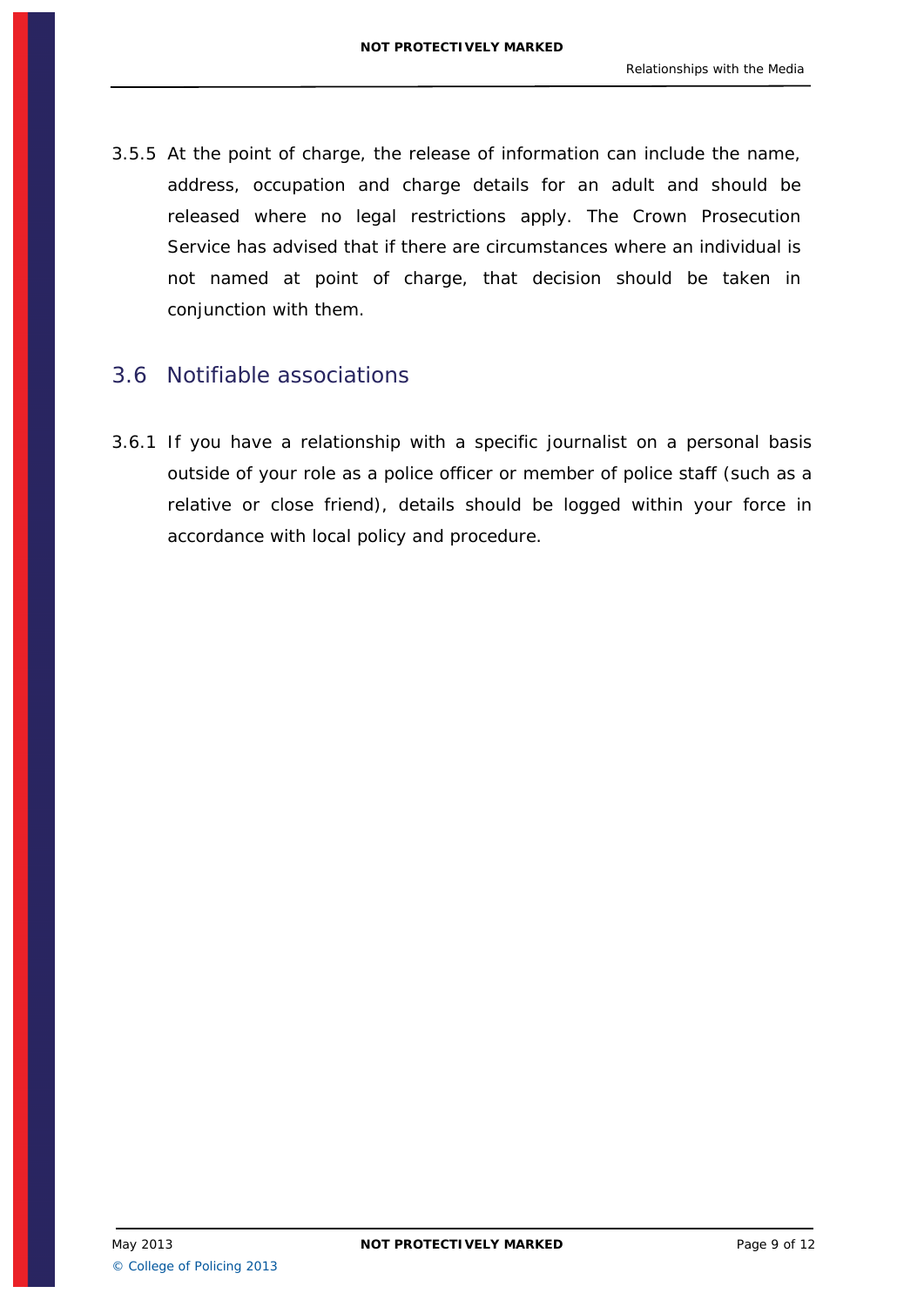3.5.5 At the point of charge, the release of information can include the name, address, occupation and charge details for an adult and should be released where no legal restrictions apply. The Crown Prosecution Service has advised that if there are circumstances where an individual is not named at point of charge, that decision should be taken in conjunction with them.

## 3.6 Notifiable associations

3.6.1 If you have a relationship with a specific journalist on a personal basis outside of your role as a police officer or member of police staff (such as a relative or close friend), details should be logged within your force in accordance with local policy and procedure.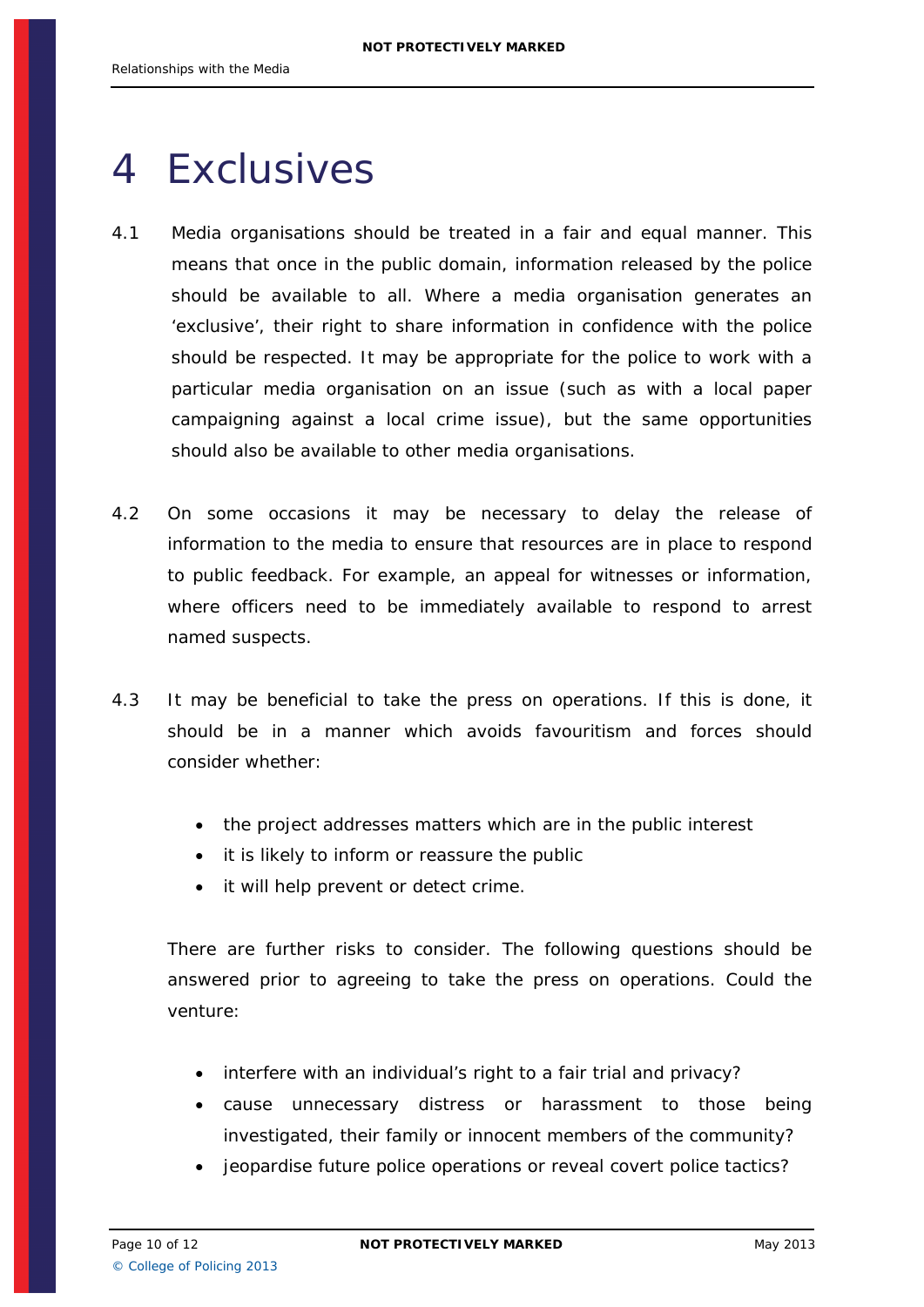# 4 Exclusives

4.1 Media organisations should be treated in a fair and equal manner. This means that once in the public domain, information released by the police should be available to all. Where a media organisation generates an 'exclusive', their right to share information in confidence with the police should be respected. It may be appropriate for the police to work with a particular media organisation on an issue (such as with a local paper campaigning against a local crime issue), but the same opportunities should also be available to other media organisations.

4.2 On some occasions it may be necessary to delay the release of information to the media to ensure that resources are in place to respond to public feedback. For example, an appeal for witnesses or information, where officers need to be immediately available to respond to arrest named suspects.

4.3 It may be beneficial to take the press on operations. If this is done, it should be in a manner which avoids favouritism and forces should consider whether:

- the project addresses matters which are in the public interest
- it is likely to inform or reassure the public
- it will help prevent or detect crime.

There are further risks to consider. The following questions should be answered prior to agreeing to take the press on operations. Could the venture:

- interfere with an individual's right to a fair trial and privacy?
- cause unnecessary distress or harassment to those being investigated, their family or innocent members of the community?
- jeopardise future police operations or reveal covert police tactics?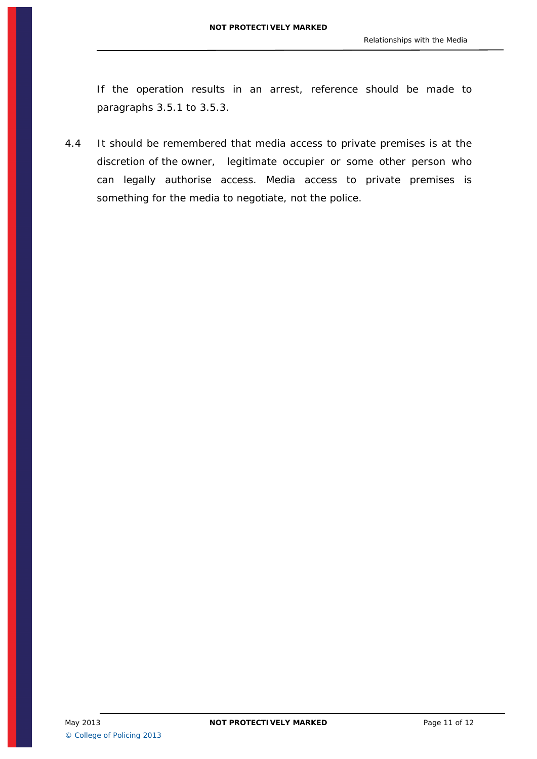If the operation results in an arrest, reference should be made to paragraphs 3.5.1 to 3.5.3.

4.4 It should be remembered that media access to private premises is at the discretion of the owner, legitimate occupier or some other person who can legally authorise access. Media access to private premises is something for the media to negotiate, not the police.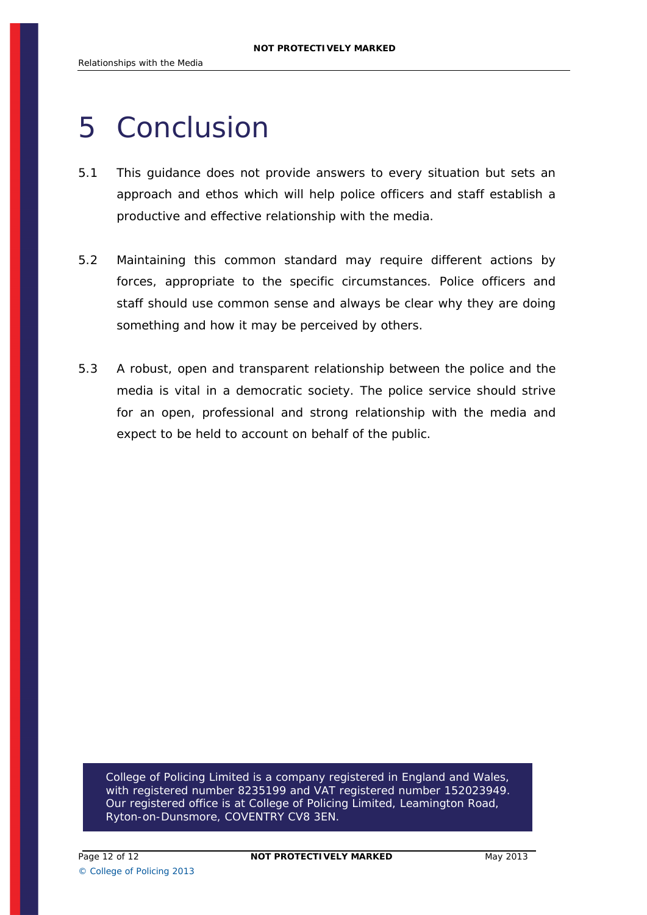# 5 Conclusion

5.1 This guidance does not provide answers to every situation but sets an approach and ethos which will help police officers and staff establish a productive and effective relationship with the media.

5.2 Maintaining this common standard may require different actions by forces, appropriate to the specific circumstances. Police officers and staff should use common sense and always be clear why they are doing something and how it may be perceived by others.

5.3 A robust, open and transparent relationship between the police and the media is vital in a democratic society. The police service should strive for an open, professional and strong relationship with the media and expect to be held to account on behalf of the public.

College of Policing Limited is a company registered in England and Wales, with registered number 8235199 and VAT registered number 152023949. Our registered office is at College of Policing Limited, Leamington Road, Ryton-on-Dunsmore, COVENTRY CV8 3EN.